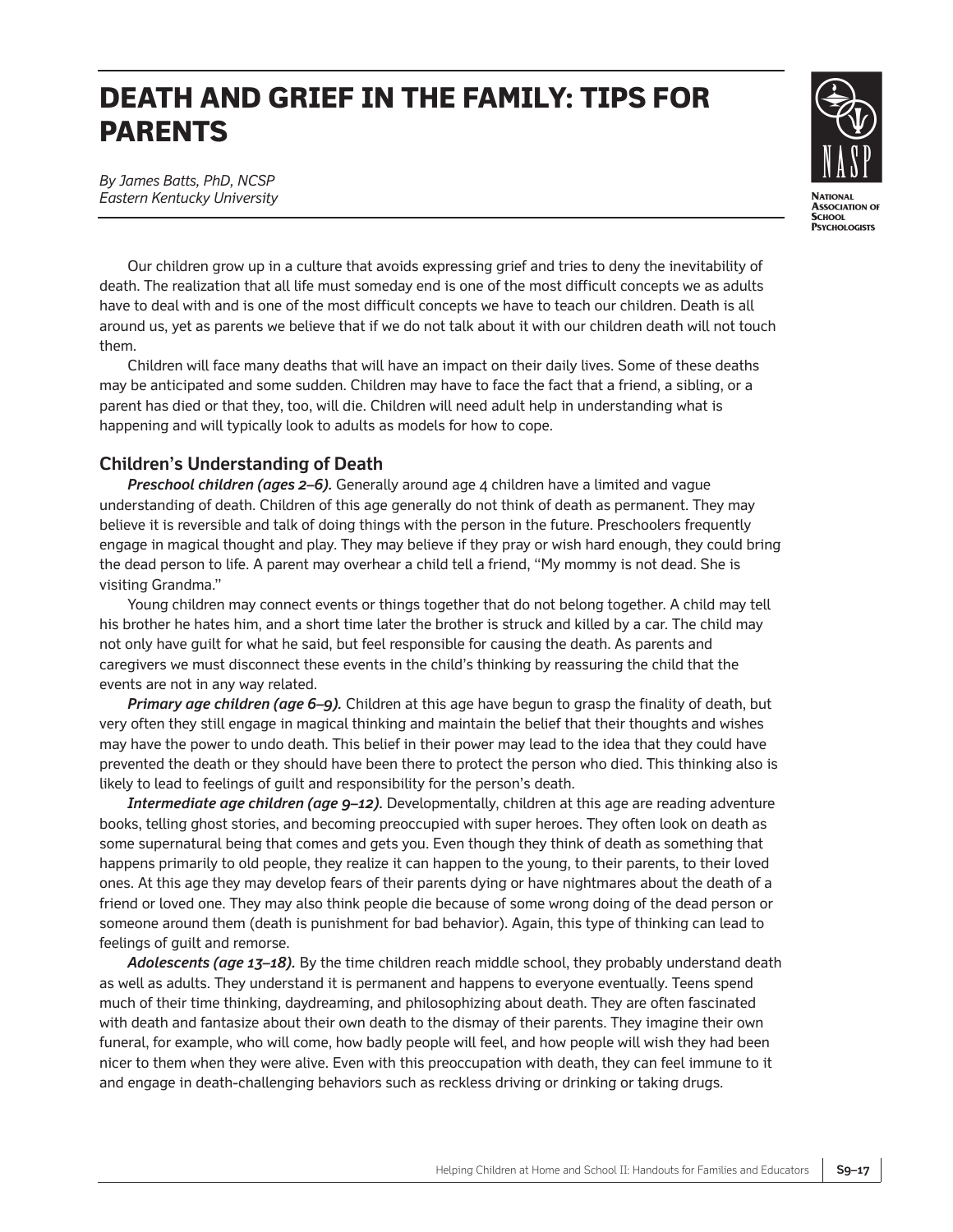# DEATH AND GRIEF IN THE FAMILY: TIPS FOR PARENTS

*By James Batts, PhD, NCSP*
*Eastern Kentucky University*

Our children grow up in a culture that avoids expressing grief and tries to deny the inevitability of death. The realization that all life must someday end is one of the most difficult concepts we as adults have to deal with and is one of the most difficult concepts we have to teach our children. Death is all around us, yet as parents we believe that if we do not talk about it with our children death will not touch them.

Children will face many deaths that will have an impact on their daily lives. Some of these deaths may be anticipated and some sudden. Children may have to face the fact that a friend, a sibling, or a parent has died or that they, too, will die. Children will need adult help in understanding what is happening and will typically look to adults as models for how to cope.

## Children's Understanding of Death

***Preschool children (ages 2–6).*** Generally around age 4 children have a limited and vague understanding of death. Children of this age generally do not think of death as permanent. They may believe it is reversible and talk of doing things with the person in the future. Preschoolers frequently engage in magical thought and play. They may believe if they pray or wish hard enough, they could bring the dead person to life. A parent may overhear a child tell a friend, "My mommy is not dead. She is visiting Grandma."

Young children may connect events or things together that do not belong together. A child may tell his brother he hates him, and a short time later the brother is struck and killed by a car. The child may not only have guilt for what he said, but feel responsible for causing the death. As parents and caregivers we must disconnect these events in the child's thinking by reassuring the child that the events are not in any way related.

***Primary age children (age 6–9).*** Children at this age have begun to grasp the finality of death, but very often they still engage in magical thinking and maintain the belief that their thoughts and wishes may have the power to undo death. This belief in their power may lead to the idea that they could have prevented the death or they should have been there to protect the person who died. This thinking also is likely to lead to feelings of guilt and responsibility for the person's death.

***Intermediate age children (age 9–12).*** Developmentally, children at this age are reading adventure books, telling ghost stories, and becoming preoccupied with super heroes. They often look on death as some supernatural being that comes and gets you. Even though they think of death as something that happens primarily to old people, they realize it can happen to the young, to their parents, to their loved ones. At this age they may develop fears of their parents dying or have nightmares about the death of a friend or loved one. They may also think people die because of some wrong doing of the dead person or someone around them (death is punishment for bad behavior). Again, this type of thinking can lead to feelings of guilt and remorse.

***Adolescents (age 13–18).*** By the time children reach middle school, they probably understand death as well as adults. They understand it is permanent and happens to everyone eventually. Teens spend much of their time thinking, daydreaming, and philosophizing about death. They are often fascinated with death and fantasize about their own death to the dismay of their parents. They imagine their own funeral, for example, who will come, how badly people will feel, and how people will wish they had been nicer to them when they were alive. Even with this preoccupation with death, they can feel immune to it and engage in death-challenging behaviors such as reckless driving or drinking or taking drugs.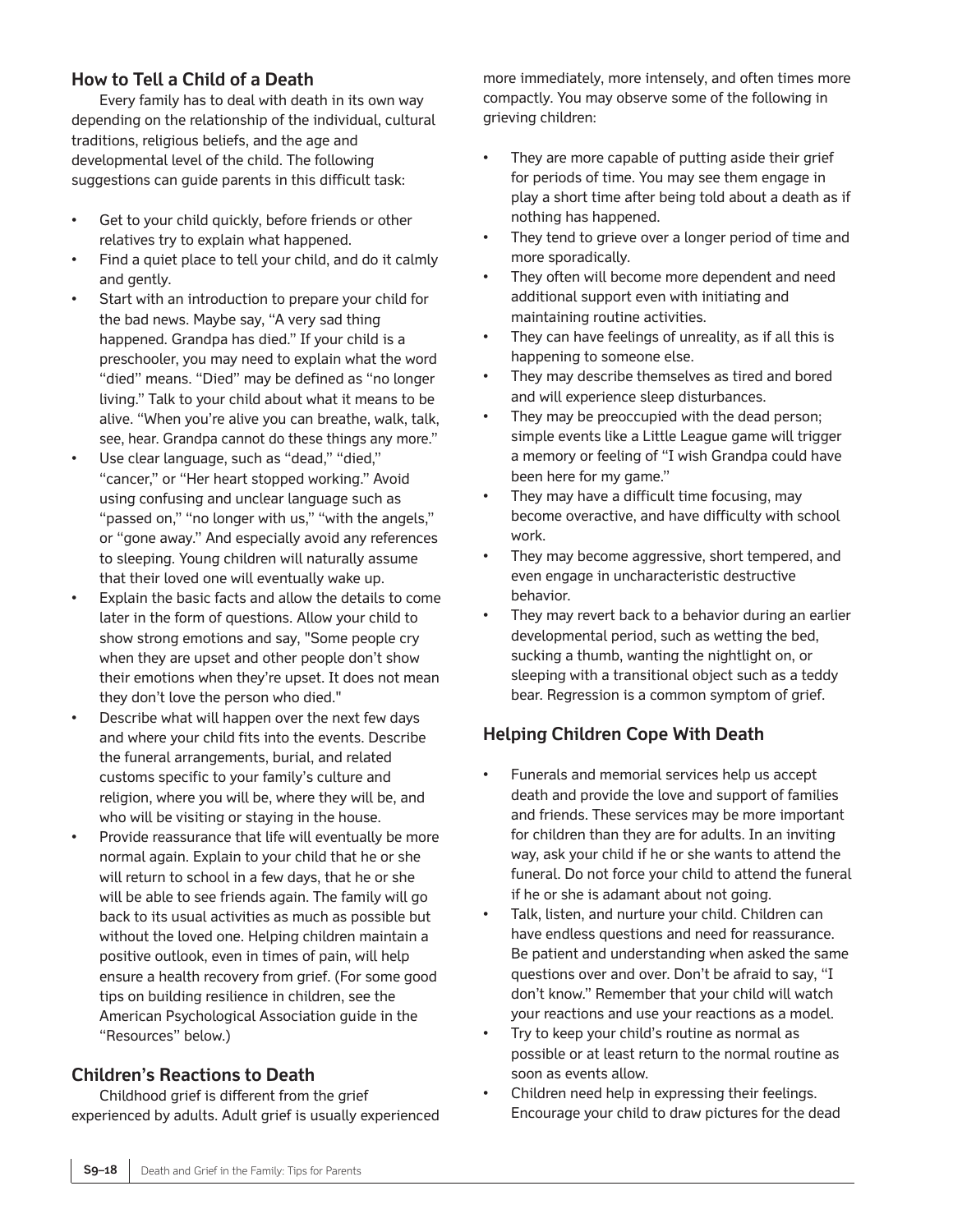## How to Tell a Child of a Death

Every family has to deal with death in its own way depending on the relationship of the individual, cultural traditions, religious beliefs, and the age and developmental level of the child. The following suggestions can guide parents in this difficult task:

- Get to your child quickly, before friends or other relatives try to explain what happened.
- Find a quiet place to tell your child, and do it calmly and gently.
- Start with an introduction to prepare your child for the bad news. Maybe say, "A very sad thing happened. Grandpa has died." If your child is a preschooler, you may need to explain what the word "died" means. "Died" may be defined as "no longer living." Talk to your child about what it means to be alive. "When you're alive you can breathe, walk, talk, see, hear. Grandpa cannot do these things any more."
- Use clear language, such as "dead," "died," "cancer," or "Her heart stopped working." Avoid using confusing and unclear language such as "passed on," "no longer with us," "with the angels," or "gone away." And especially avoid any references to sleeping. Young children will naturally assume that their loved one will eventually wake up.
- Explain the basic facts and allow the details to come later in the form of questions. Allow your child to show strong emotions and say, "Some people cry when they are upset and other people don't show their emotions when they're upset. It does not mean they don't love the person who died."
- Describe what will happen over the next few days and where your child fits into the events. Describe the funeral arrangements, burial, and related customs specific to your family's culture and religion, where you will be, where they will be, and who will be visiting or staying in the house.
- Provide reassurance that life will eventually be more normal again. Explain to your child that he or she will return to school in a few days, that he or she will be able to see friends again. The family will go back to its usual activities as much as possible but without the loved one. Helping children maintain a positive outlook, even in times of pain, will help ensure a health recovery from grief. (For some good tips on building resilience in children, see the American Psychological Association guide in the "Resources" below.)

## Children's Reactions to Death

Childhood grief is different from the grief experienced by adults. Adult grief is usually experienced more immediately, more intensely, and often times more compactly. You may observe some of the following in grieving children:

- They are more capable of putting aside their grief for periods of time. You may see them engage in play a short time after being told about a death as if nothing has happened.
- They tend to grieve over a longer period of time and more sporadically.
- They often will become more dependent and need additional support even with initiating and maintaining routine activities.
- They can have feelings of unreality, as if all this is happening to someone else.
- They may describe themselves as tired and bored and will experience sleep disturbances.
- They may be preoccupied with the dead person; simple events like a Little League game will trigger a memory or feeling of "I wish Grandpa could have been here for my game."
- They may have a difficult time focusing, may become overactive, and have difficulty with school work.
- They may become aggressive, short tempered, and even engage in uncharacteristic destructive behavior.
- They may revert back to a behavior during an earlier developmental period, such as wetting the bed, sucking a thumb, wanting the nightlight on, or sleeping with a transitional object such as a teddy bear. Regression is a common symptom of grief.

## Helping Children Cope With Death

- Funerals and memorial services help us accept death and provide the love and support of families and friends. These services may be more important for children than they are for adults. In an inviting way, ask your child if he or she wants to attend the funeral. Do not force your child to attend the funeral if he or she is adamant about not going.
- Talk, listen, and nurture your child. Children can have endless questions and need for reassurance. Be patient and understanding when asked the same questions over and over. Don't be afraid to say, "I don't know." Remember that your child will watch your reactions and use your reactions as a model.
- Try to keep your child's routine as normal as possible or at least return to the normal routine as soon as events allow.
- Children need help in expressing their feelings. Encourage your child to draw pictures for the dead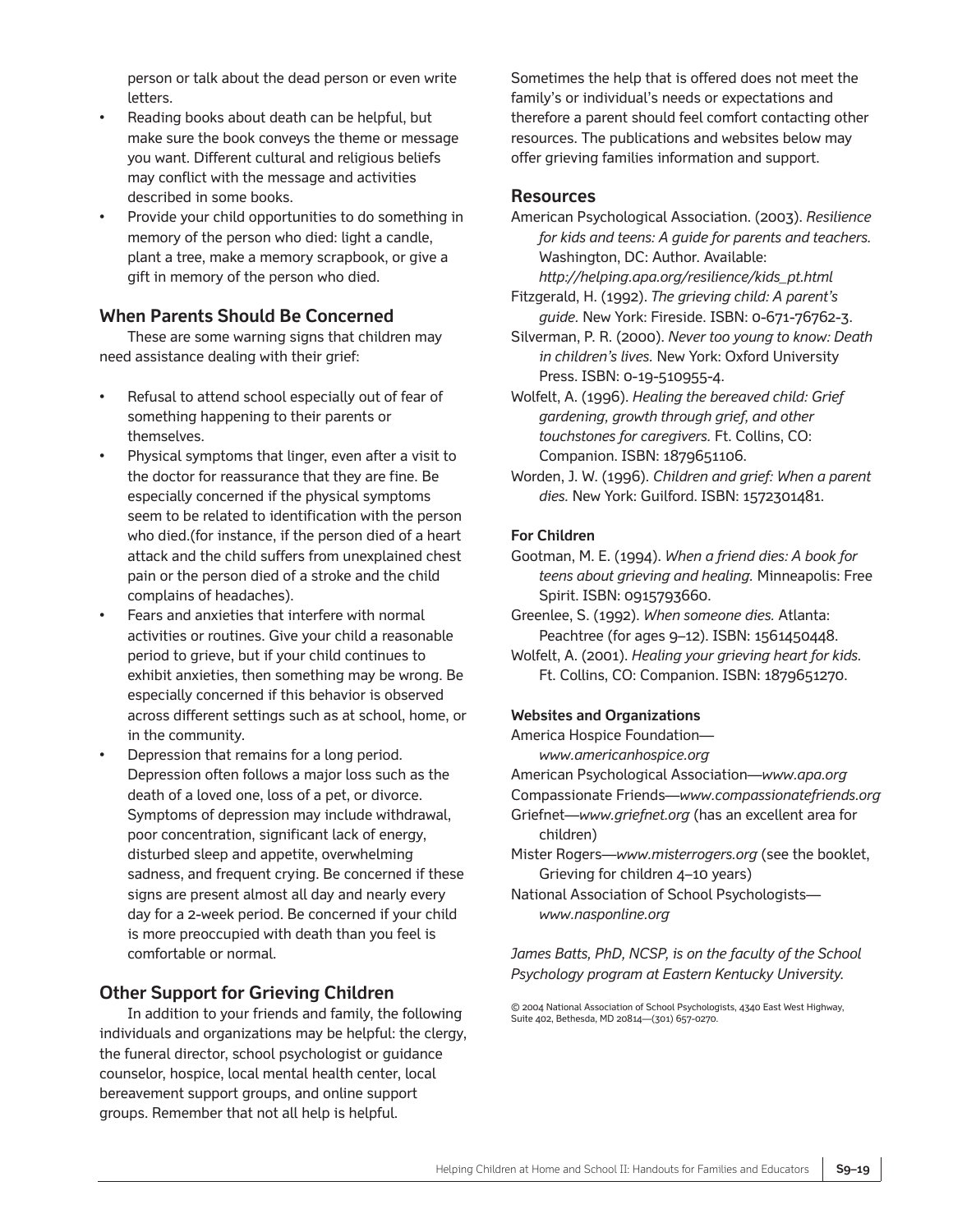person or talk about the dead person or even write letters.

- Reading books about death can be helpful, but make sure the book conveys the theme or message you want. Different cultural and religious beliefs may conflict with the message and activities described in some books.
- Provide your child opportunities to do something in memory of the person who died: light a candle, plant a tree, make a memory scrapbook, or give a gift in memory of the person who died.

## When Parents Should Be Concerned

These are some warning signs that children may need assistance dealing with their grief:

- Refusal to attend school especially out of fear of something happening to their parents or themselves.
- Physical symptoms that linger, even after a visit to the doctor for reassurance that they are fine. Be especially concerned if the physical symptoms seem to be related to identification with the person who died.(for instance, if the person died of a heart attack and the child suffers from unexplained chest pain or the person died of a stroke and the child complains of headaches).
- Fears and anxieties that interfere with normal activities or routines. Give your child a reasonable period to grieve, but if your child continues to exhibit anxieties, then something may be wrong. Be especially concerned if this behavior is observed across different settings such as at school, home, or in the community.
- Depression that remains for a long period. Depression often follows a major loss such as the death of a loved one, loss of a pet, or divorce. Symptoms of depression may include withdrawal, poor concentration, significant lack of energy, disturbed sleep and appetite, overwhelming sadness, and frequent crying. Be concerned if these signs are present almost all day and nearly every day for a 2-week period. Be concerned if your child is more preoccupied with death than you feel is comfortable or normal.

## Other Support for Grieving Children

In addition to your friends and family, the following individuals and organizations may be helpful: the clergy, the funeral director, school psychologist or guidance counselor, hospice, local mental health center, local bereavement support groups, and online support groups. Remember that not all help is helpful. Sometimes the help that is offered does not meet the family's or individual's needs or expectations and therefore a parent should feel comfort contacting other resources. The publications and websites below may offer grieving families information and support.

## Resources

American Psychological Association. (2003). *Resilience for kids and teens: A guide for parents and teachers.* Washington, DC: Author. Available: *http://helping.apa.org/resilience/kids_pt.html*

Fitzgerald, H. (1992). *The grieving child: A parent's guide.* New York: Fireside. ISBN: 0-671-76762-3.

Silverman, P. R. (2000). *Never too young to know: Death in children's lives.* New York: Oxford University Press. ISBN: 0-19-510955-4.

Wolfelt, A. (1996). *Healing the bereaved child: Grief gardening, growth through grief, and other touchstones for caregivers.* Ft. Collins, CO: Companion. ISBN: 1879651106.

Worden, J. W. (1996). *Children and grief: When a parent dies.* New York: Guilford. ISBN: 1572301481.

### For Children

Gootman, M. E. (1994). *When a friend dies: A book for teens about grieving and healing.* Minneapolis: Free Spirit. ISBN: 0915793660.

Greenlee, S. (1992). *When someone dies.* Atlanta: Peachtree (for ages 9–12). ISBN: 1561450448.

Wolfelt, A. (2001). *Healing your grieving heart for kids.* Ft. Collins, CO: Companion. ISBN: 1879651270.

### Websites and Organizations

America Hospice Foundation—*www.americanhospice.org*

American Psychological Association—*www.apa.org*

Compassionate Friends—*www.compassionatefriends.org*

Griefnet—*www.griefnet.org* (has an excellent area for children)

Mister Rogers—*www.misterrogers.org* (see the booklet, Grieving for children 4–10 years)

National Association of School Psychologists—*www.nasponline.org*

*James Batts, PhD, NCSP, is on the faculty of the School Psychology program at Eastern Kentucky University.*

© 2004 National Association of School Psychologists, 4340 East West Highway, Suite 402, Bethesda, MD 20814—(301) 657-0270.